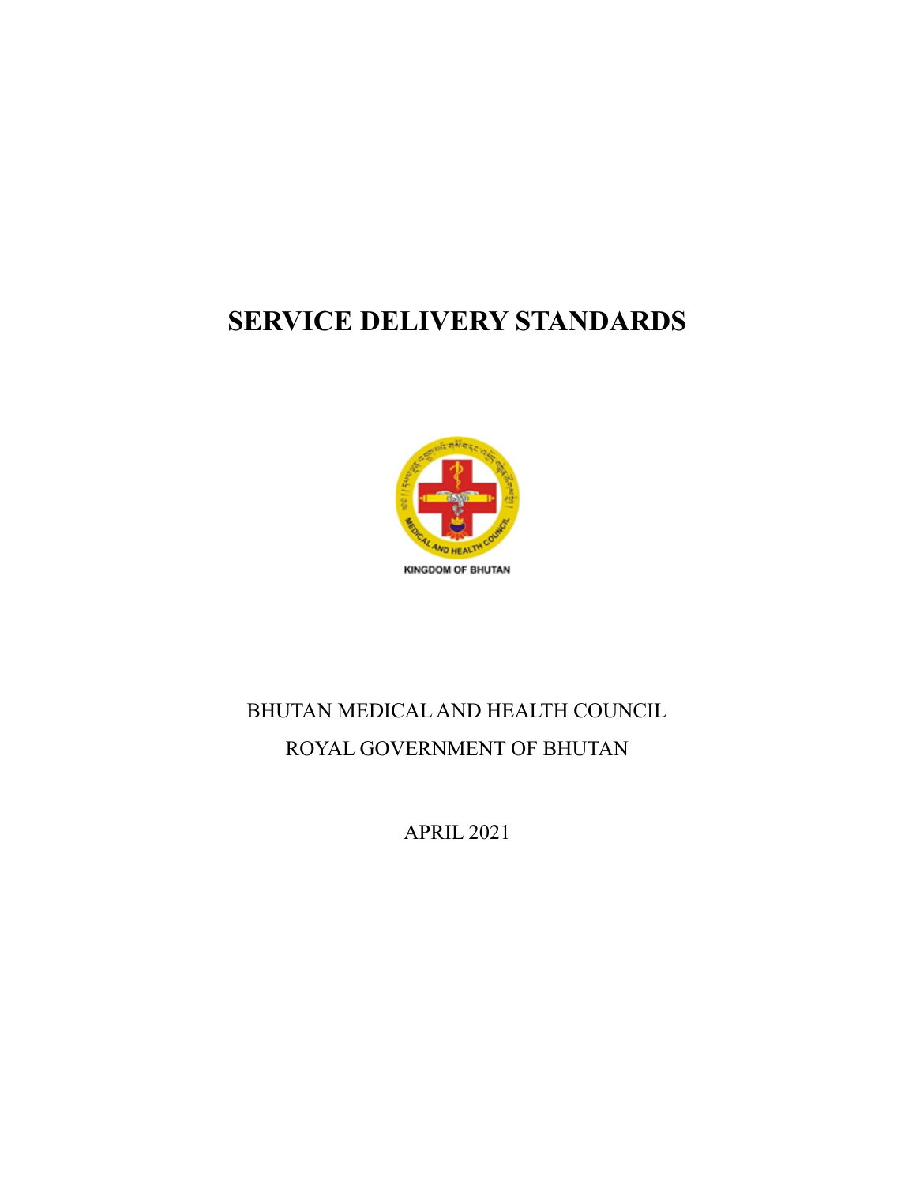# SERVICE DELIVERY STANDARDS

KINGDOM OF BHUTAN

BHUTAN MEDICAL AND HEALTH COUNCIL

ROYAL GOVERNMENT OF BHUTAN

APRIL 2021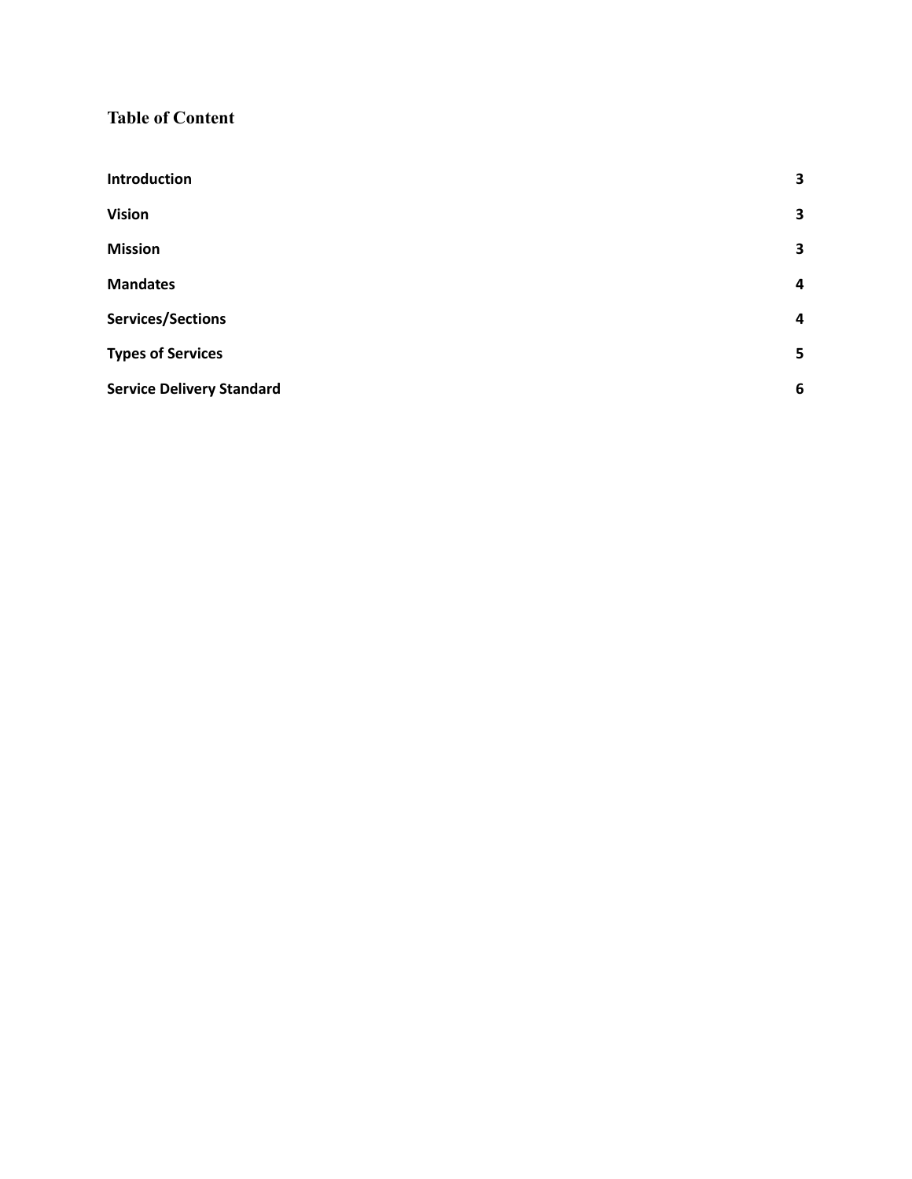## Table of Content

| | |
|---|---|
| **Introduction** | **3** |
| **Vision** | **3** |
| **Mission** | **3** |
| **Mandates** | **4** |
| **Services/Sections** | **4** |
| **Types of Services** | **5** |
| **Service Delivery Standard** | **6** |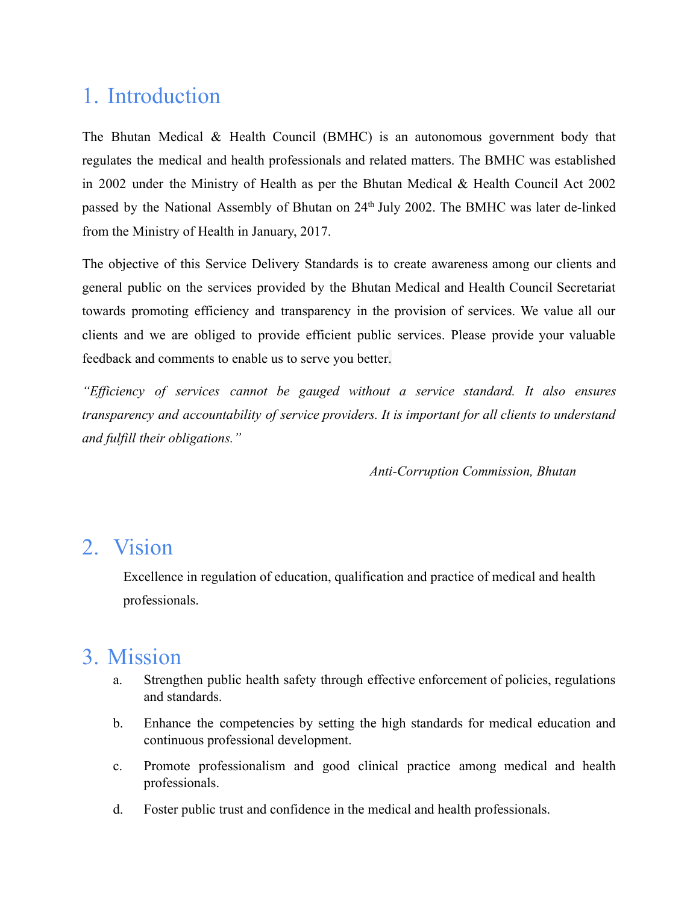# 1. Introduction

The Bhutan Medical & Health Council (BMHC) is an autonomous government body that regulates the medical and health professionals and related matters. The BMHC was established in 2002 under the Ministry of Health as per the Bhutan Medical & Health Council Act 2002 passed by the National Assembly of Bhutan on 24th July 2002. The BMHC was later de-linked from the Ministry of Health in January, 2017.

The objective of this Service Delivery Standards is to create awareness among our clients and general public on the services provided by the Bhutan Medical and Health Council Secretariat towards promoting efficiency and transparency in the provision of services. We value all our clients and we are obliged to provide efficient public services. Please provide your valuable feedback and comments to enable us to serve you better.

*"Efficiency of services cannot be gauged without a service standard. It also ensures transparency and accountability of service providers. It is important for all clients to understand and fulfill their obligations."*

*Anti-Corruption Commission, Bhutan*

# 2. Vision

Excellence in regulation of education, qualification and practice of medical and health professionals.

# 3. Mission

a. Strengthen public health safety through effective enforcement of policies, regulations and standards.

b. Enhance the competencies by setting the high standards for medical education and continuous professional development.

c. Promote professionalism and good clinical practice among medical and health professionals.

d. Foster public trust and confidence in the medical and health professionals.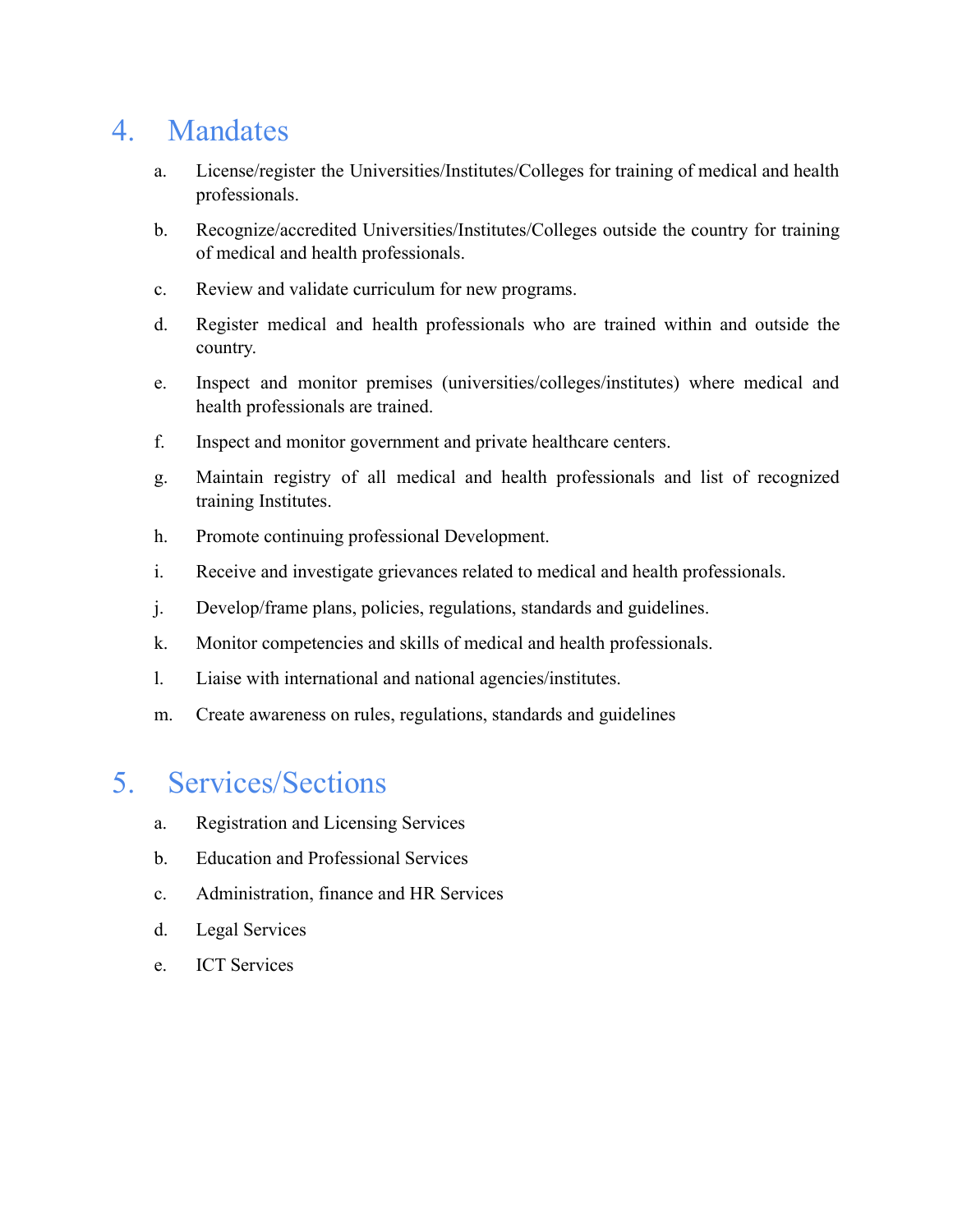## 4. Mandates

a. License/register the Universities/Institutes/Colleges for training of medical and health professionals.

b. Recognize/accredited Universities/Institutes/Colleges outside the country for training of medical and health professionals.

c. Review and validate curriculum for new programs.

d. Register medical and health professionals who are trained within and outside the country.

e. Inspect and monitor premises (universities/colleges/institutes) where medical and health professionals are trained.

f. Inspect and monitor government and private healthcare centers.

g. Maintain registry of all medical and health professionals and list of recognized training Institutes.

h. Promote continuing professional Development.

i. Receive and investigate grievances related to medical and health professionals.

j. Develop/frame plans, policies, regulations, standards and guidelines.

k. Monitor competencies and skills of medical and health professionals.

l. Liaise with international and national agencies/institutes.

m. Create awareness on rules, regulations, standards and guidelines

## 5. Services/Sections

a. Registration and Licensing Services

b. Education and Professional Services

c. Administration, finance and HR Services

d. Legal Services

e. ICT Services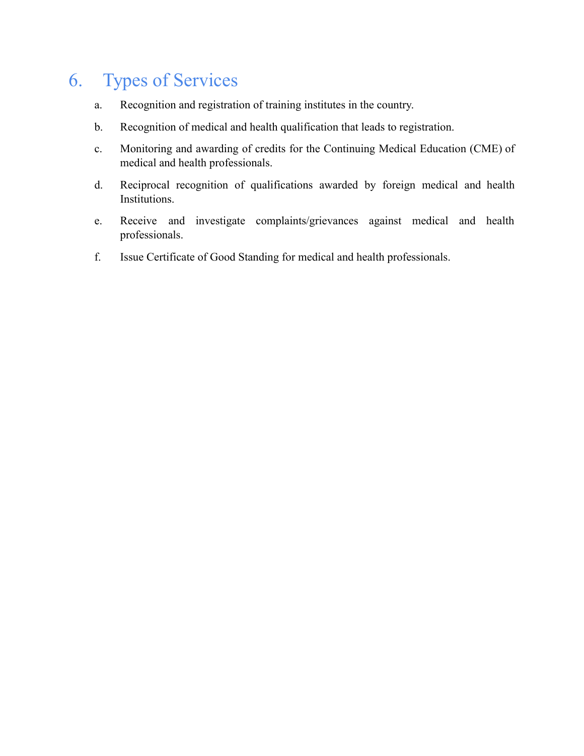# 6. Types of Services

a. Recognition and registration of training institutes in the country.

b. Recognition of medical and health qualification that leads to registration.

c. Monitoring and awarding of credits for the Continuing Medical Education (CME) of medical and health professionals.

d. Reciprocal recognition of qualifications awarded by foreign medical and health Institutions.

e. Receive and investigate complaints/grievances against medical and health professionals.

f. Issue Certificate of Good Standing for medical and health professionals.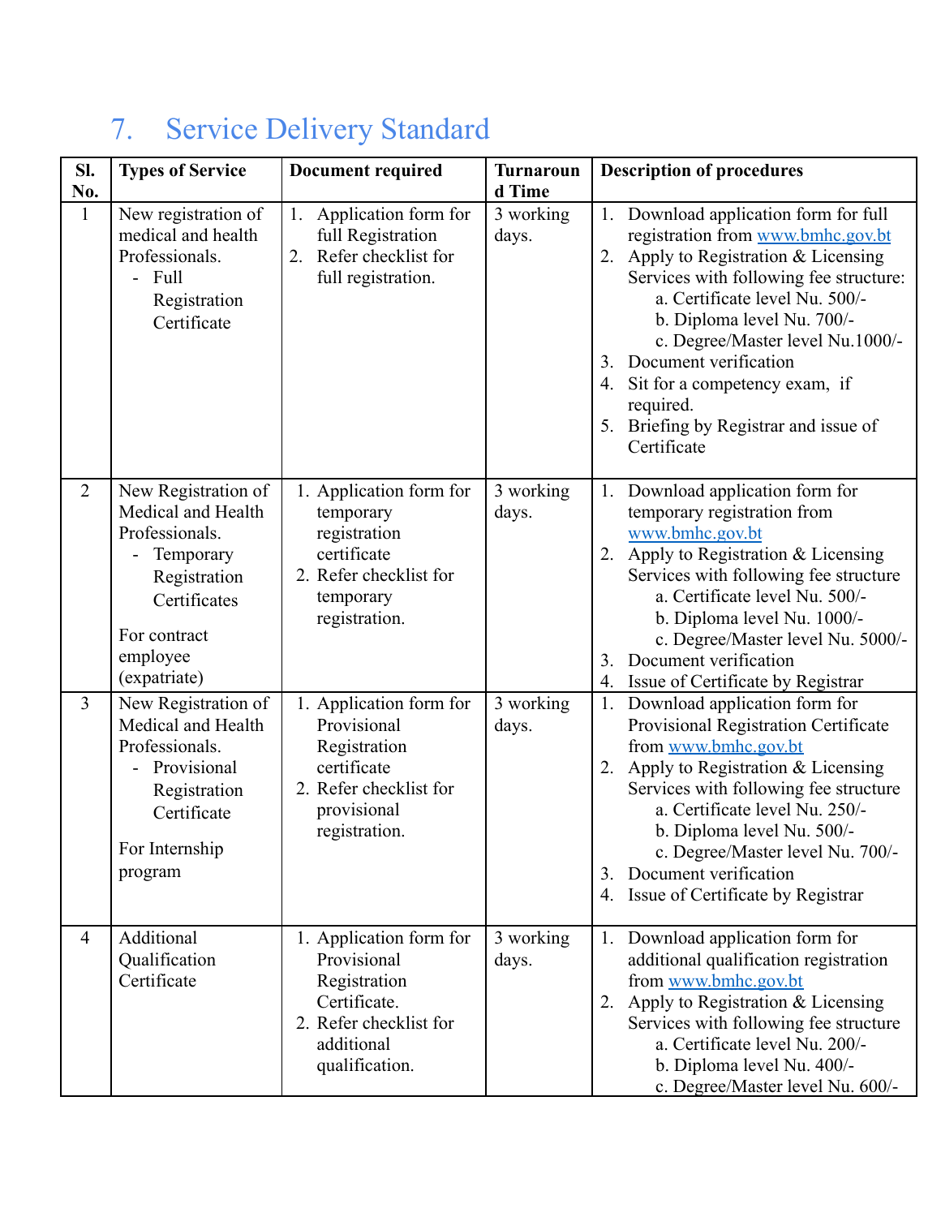## 7. Service Delivery Standard

| Sl. No. | Types of Service | Document required | Turnaround Time | Description of procedures |
|---|---|---|---|---|
| 1 | New registration of medical and health Professionals.<br>- Full Registration Certificate | 1. Application form for full Registration<br>2. Refer checklist for full registration. | 3 working days. | 1. Download application form for full registration from www.bmhc.gov.bt<br>2. Apply to Registration & Licensing Services with following fee structure:<br>a. Certificate level Nu. 500/-<br>b. Diploma level Nu. 700/-<br>c. Degree/Master level Nu.1000/-<br>3. Document verification<br>4. Sit for a competency exam, if required.<br>5. Briefing by Registrar and issue of Certificate |
| 2 | New Registration of Medical and Health Professionals.<br>- Temporary Registration Certificates<br><br>For contract employee (expatriate) | 1. Application form for temporary registration certificate<br>2. Refer checklist for temporary registration. | 3 working days. | 1. Download application form for temporary registration from www.bmhc.gov.bt<br>2. Apply to Registration & Licensing Services with following fee structure<br>a. Certificate level Nu. 500/-<br>b. Diploma level Nu. 1000/-<br>c. Degree/Master level Nu. 5000/-<br>3. Document verification<br>4. Issue of Certificate by Registrar |
| 3 | New Registration of Medical and Health Professionals.<br>- Provisional Registration Certificate<br><br>For Internship program | 1. Application form for Provisional Registration certificate<br>2. Refer checklist for provisional registration. | 3 working days. | 1. Download application form for Provisional Registration Certificate from www.bmhc.gov.bt<br>2. Apply to Registration & Licensing Services with following fee structure<br>a. Certificate level Nu. 250/-<br>b. Diploma level Nu. 500/-<br>c. Degree/Master level Nu. 700/-<br>3. Document verification<br>4. Issue of Certificate by Registrar |
| 4 | Additional Qualification Certificate | 1. Application form for Provisional Registration Certificate.<br>2. Refer checklist for additional qualification. | 3 working days. | 1. Download application form for additional qualification registration from www.bmhc.gov.bt<br>2. Apply to Registration & Licensing Services with following fee structure<br>a. Certificate level Nu. 200/-<br>b. Diploma level Nu. 400/-<br>c. Degree/Master level Nu. 600/- |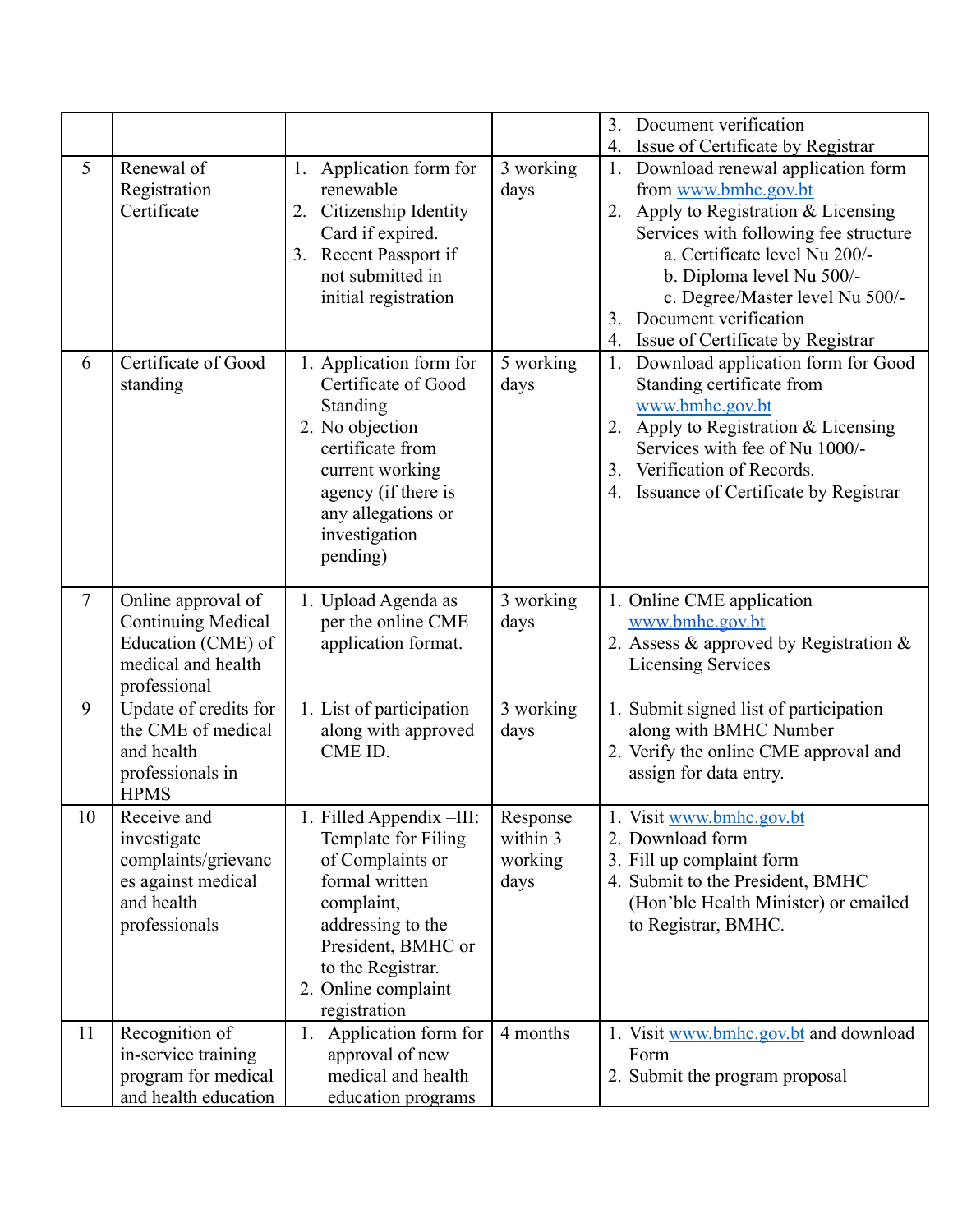| | | | | |
|---|---|---|---|---|
| | | | | 3. Document verification<br>4. Issue of Certificate by Registrar |
| 5 | Renewal of Registration Certificate | 1. Application form for renewable<br>2. Citizenship Identity Card if expired.<br>3. Recent Passport if not submitted in initial registration | 3 working days | 1. Download renewal application form from www.bmhc.gov.bt<br>2. Apply to Registration & Licensing Services with following fee structure<br>a. Certificate level Nu 200/-<br>b. Diploma level Nu 500/-<br>c. Degree/Master level Nu 500/-<br>3. Document verification<br>4. Issue of Certificate by Registrar |
| 6 | Certificate of Good standing | 1. Application form for Certificate of Good Standing<br>2. No objection certificate from current working agency (if there is any allegations or investigation pending) | 5 working days | 1. Download application form for Good Standing certificate from www.bmhc.gov.bt<br>2. Apply to Registration & Licensing Services with fee of Nu 1000/-<br>3. Verification of Records.<br>4. Issuance of Certificate by Registrar |
| 7 | Online approval of Continuing Medical Education (CME) of medical and health professional | 1. Upload Agenda as per the online CME application format. | 3 working days | 1. Online CME application www.bmhc.gov.bt<br>2. Assess & approved by Registration & Licensing Services |
| 9 | Update of credits for the CME of medical and health professionals in HPMS | 1. List of participation along with approved CME ID. | 3 working days | 1. Submit signed list of participation along with BMHC Number<br>2. Verify the online CME approval and assign for data entry. |
| 10 | Receive and investigate complaints/grievances against medical and health professionals | 1. Filled Appendix –III: Template for Filing of Complaints or formal written complaint, addressing to the President, BMHC or to the Registrar.<br>2. Online complaint registration | Response within 3 working days | 1. Visit www.bmhc.gov.bt<br>2. Download form<br>3. Fill up complaint form<br>4. Submit to the President, BMHC (Hon'ble Health Minister) or emailed to Registrar, BMHC. |
| 11 | Recognition of in-service training program for medical and health education | 1. Application form for approval of new medical and health education programs | 4 months | 1. Visit www.bmhc.gov.bt and download Form<br>2. Submit the program proposal |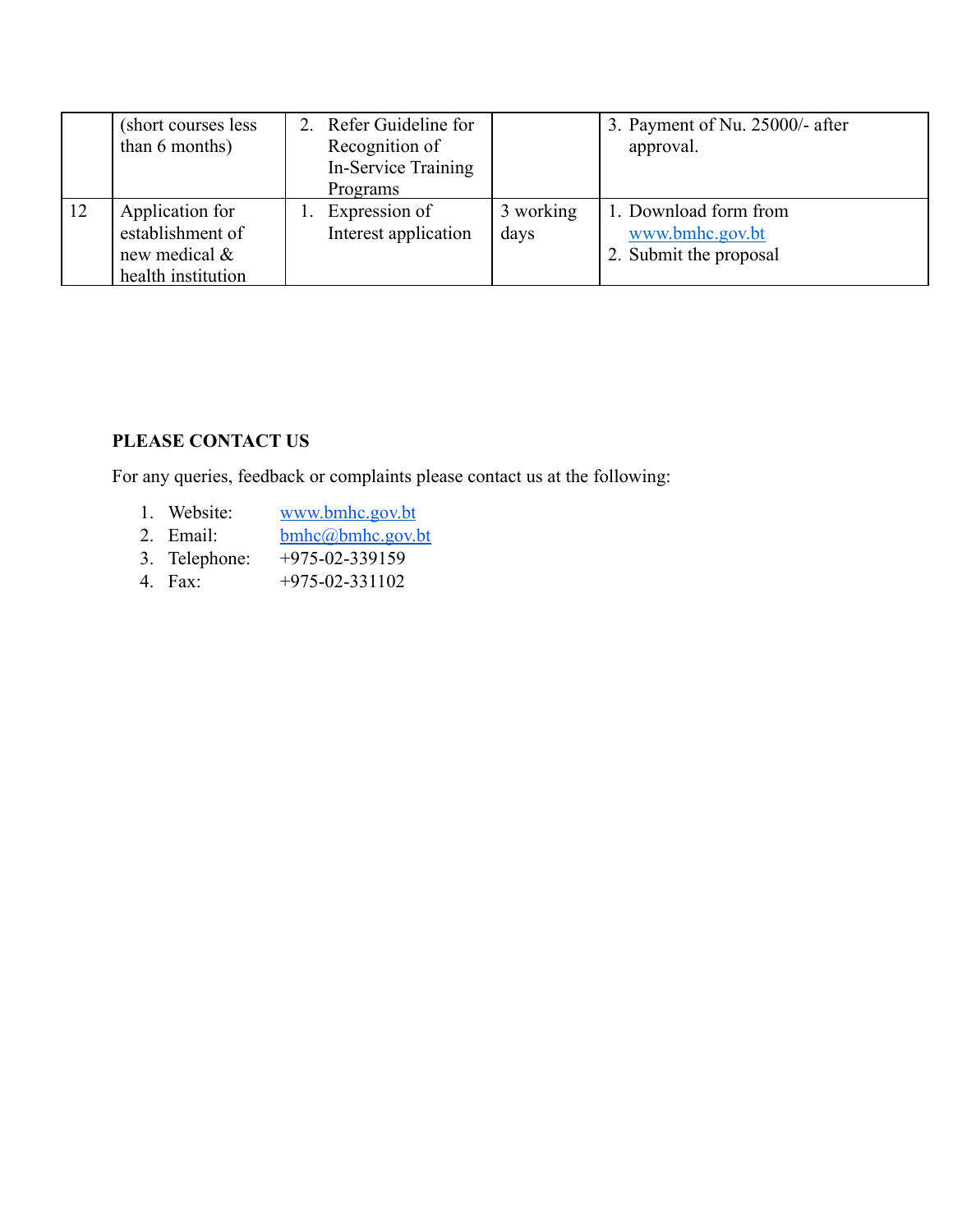| | | | | |
|---|---|---|---|---|
| | (short courses less than 6 months) | 2. Refer Guideline for Recognition of In-Service Training Programs | | 3. Payment of Nu. 25000/- after approval. |
| 12 | Application for establishment of new medical & health institution | 1. Expression of Interest application | 3 working days | 1. Download form from www.bmhc.gov.bt<br>2. Submit the proposal |

**PLEASE CONTACT US**

For any queries, feedback or complaints please contact us at the following:

1. Website: www.bmhc.gov.bt
2. Email: bmhc@bmhc.gov.bt
3. Telephone: +975-02-339159
4. Fax: +975-02-331102